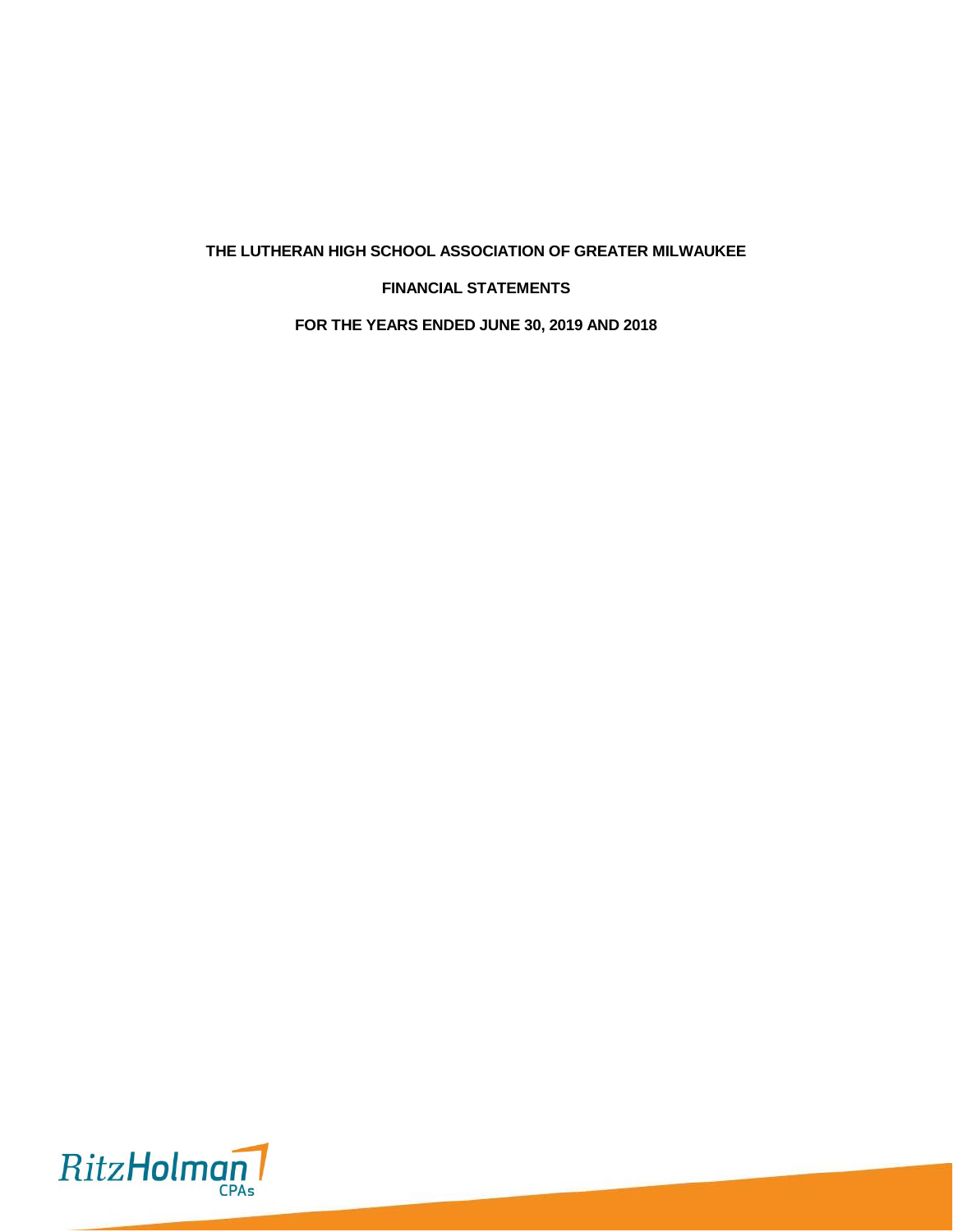# THE LUTHERAN HIGH SCHOOL ASSOCIATION OF GREATER MILWAUKEE

## FINANCIAL STATEMENTS

## FOR THE YEARS ENDED JUNE 30, 2019 AND 2018

RitzHolman CPAs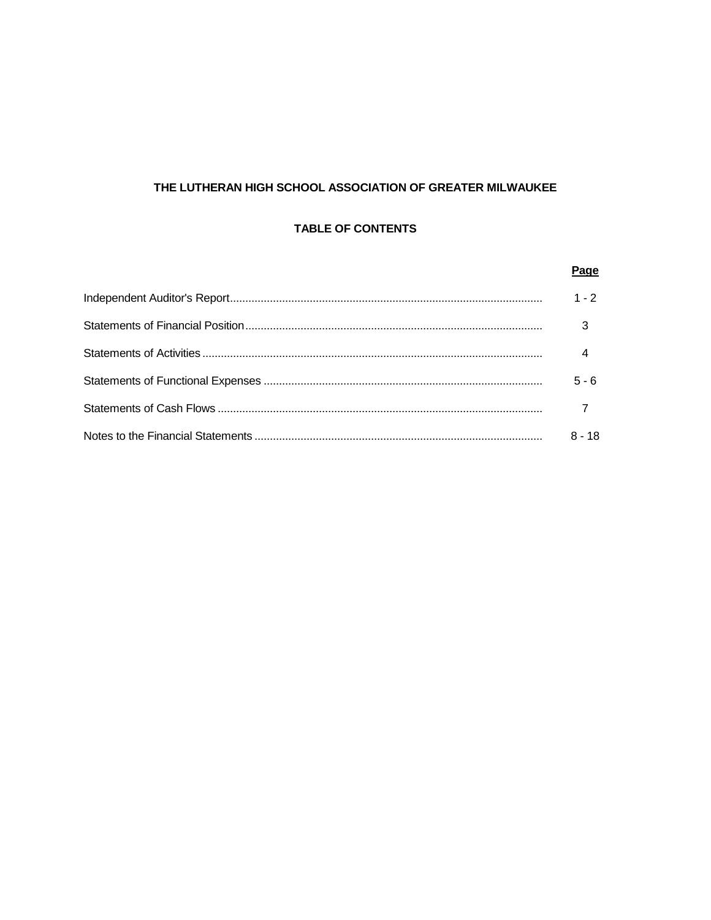# THE LUTHERAN HIGH SCHOOL ASSOCIATION OF GREATER MILWAUKEE

## TABLE OF CONTENTS

| | Page |
|---|---|
| Independent Auditor's Report | 1 - 2 |
| Statements of Financial Position | 3 |
| Statements of Activities | 4 |
| Statements of Functional Expenses | 5 - 6 |
| Statements of Cash Flows | 7 |
| Notes to the Financial Statements | 8 - 18 |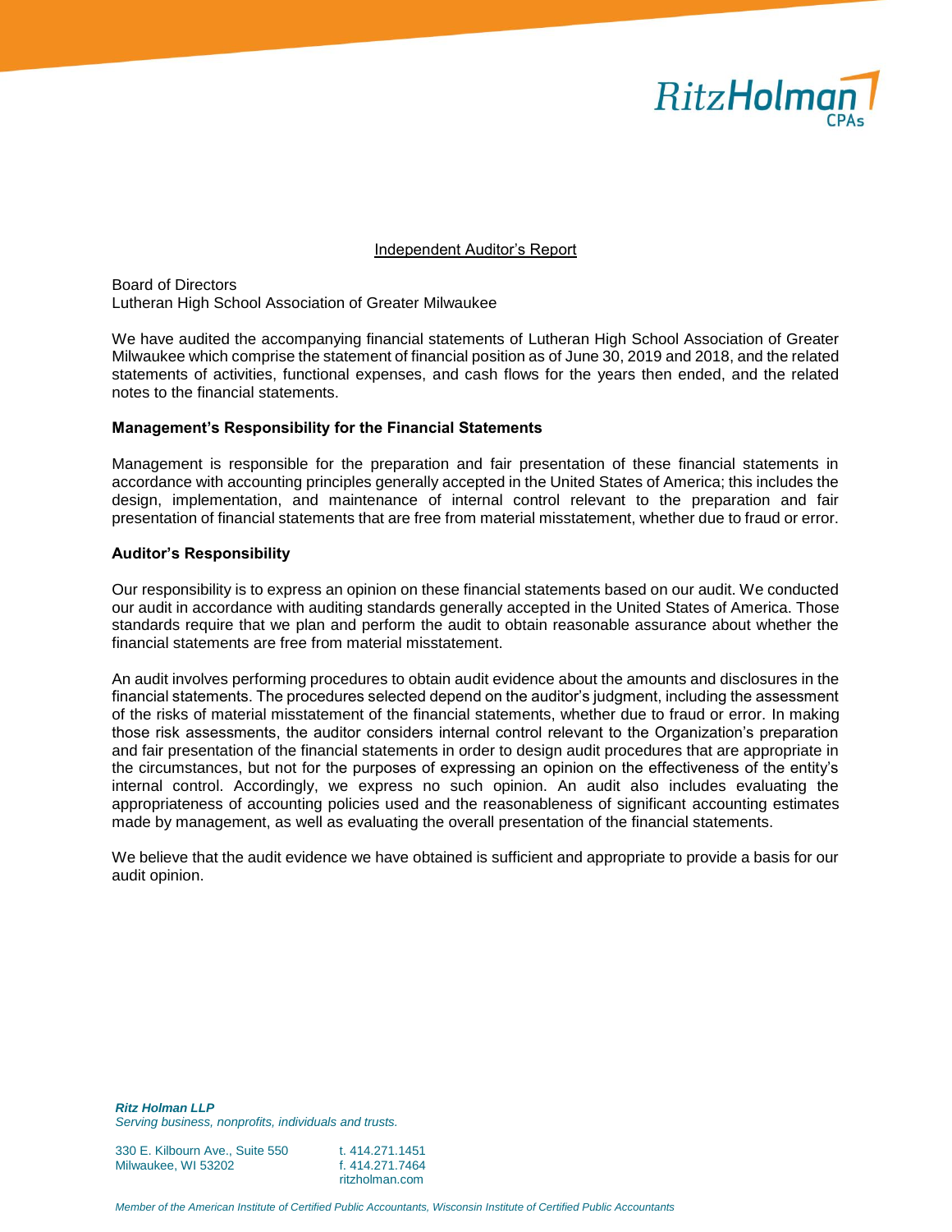## Independent Auditor's Report

Board of Directors
Lutheran High School Association of Greater Milwaukee

We have audited the accompanying financial statements of Lutheran High School Association of Greater Milwaukee which comprise the statement of financial position as of June 30, 2019 and 2018, and the related statements of activities, functional expenses, and cash flows for the years then ended, and the related notes to the financial statements.

**Management's Responsibility for the Financial Statements**

Management is responsible for the preparation and fair presentation of these financial statements in accordance with accounting principles generally accepted in the United States of America; this includes the design, implementation, and maintenance of internal control relevant to the preparation and fair presentation of financial statements that are free from material misstatement, whether due to fraud or error.

**Auditor's Responsibility**

Our responsibility is to express an opinion on these financial statements based on our audit. We conducted our audit in accordance with auditing standards generally accepted in the United States of America. Those standards require that we plan and perform the audit to obtain reasonable assurance about whether the financial statements are free from material misstatement.

An audit involves performing procedures to obtain audit evidence about the amounts and disclosures in the financial statements. The procedures selected depend on the auditor's judgment, including the assessment of the risks of material misstatement of the financial statements, whether due to fraud or error. In making those risk assessments, the auditor considers internal control relevant to the Organization's preparation and fair presentation of the financial statements in order to design audit procedures that are appropriate in the circumstances, but not for the purposes of expressing an opinion on the effectiveness of the entity's internal control. Accordingly, we express no such opinion. An audit also includes evaluating the appropriateness of accounting policies used and the reasonableness of significant accounting estimates made by management, as well as evaluating the overall presentation of the financial statements.

We believe that the audit evidence we have obtained is sufficient and appropriate to provide a basis for our audit opinion.

***Ritz Holman LLP***
*Serving business, nonprofits, individuals and trusts.*

330 E. Kilbourn Ave., Suite 550
Milwaukee, WI 53202

t. 414.271.1451
f. 414.271.7464
ritzholman.com

*Member of the American Institute of Certified Public Accountants, Wisconsin Institute of Certified Public Accountants*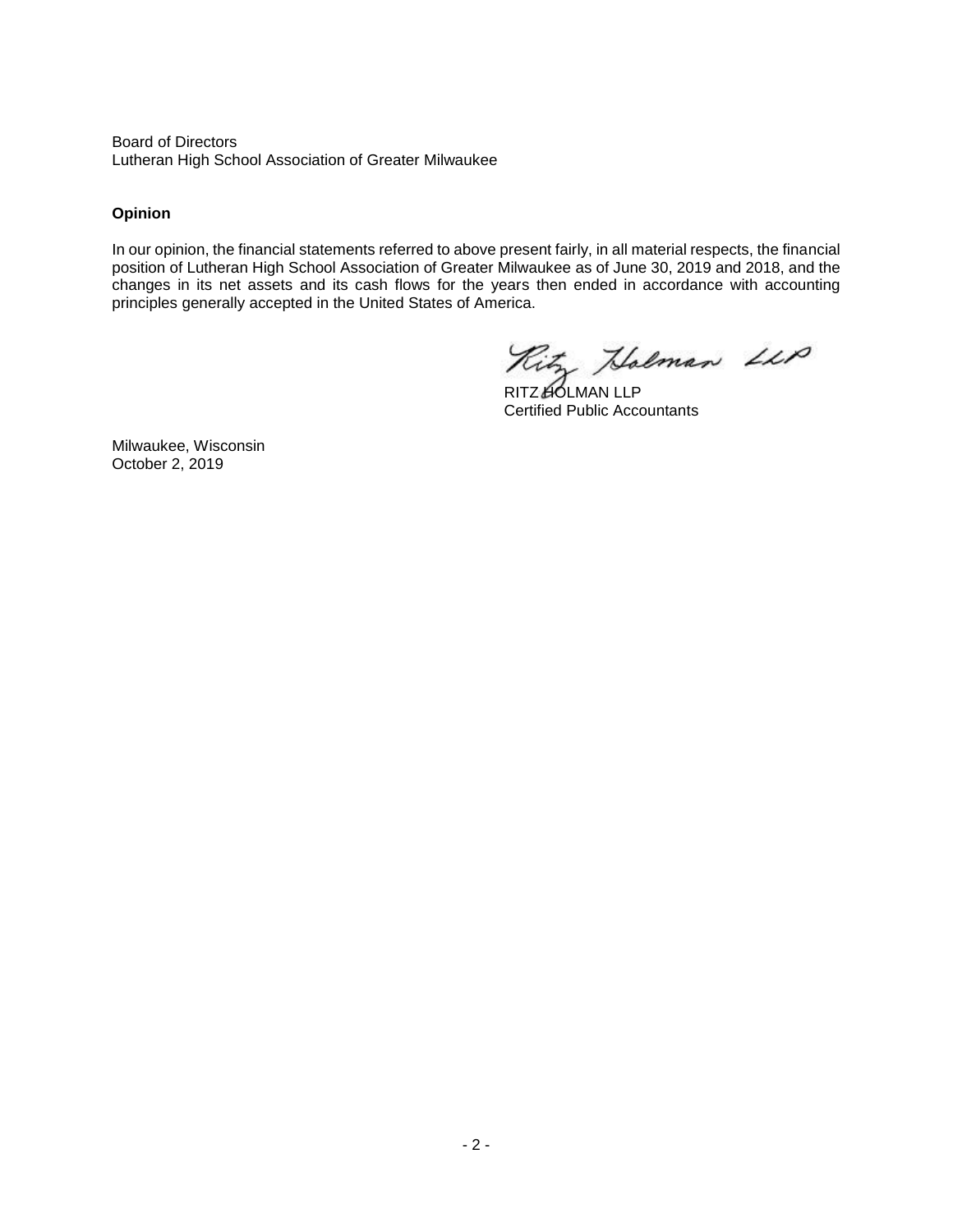Board of Directors
Lutheran High School Association of Greater Milwaukee

**Opinion**

In our opinion, the financial statements referred to above present fairly, in all material respects, the financial position of Lutheran High School Association of Greater Milwaukee as of June 30, 2019 and 2018, and the changes in its net assets and its cash flows for the years then ended in accordance with accounting principles generally accepted in the United States of America.

Ritz Holman LLP

RITZ HOLMAN LLP
Certified Public Accountants

Milwaukee, Wisconsin
October 2, 2019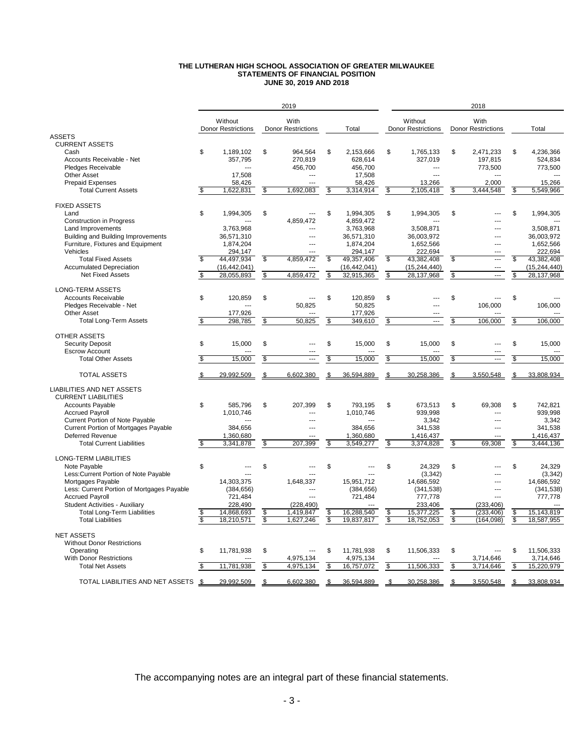**THE LUTHERAN HIGH SCHOOL ASSOCIATION OF GREATER MILWAUKEE**
**STATEMENTS OF FINANCIAL POSITION**
**JUNE 30, 2019 AND 2018**

| | 2019 | | | 2018 | | |
|---|---|---|---|---|---|---|
| | Without Donor Restrictions | With Donor Restrictions | Total | Without Donor Restrictions | With Donor Restrictions | Total |
| **ASSETS** | | | | | | |
| CURRENT ASSETS | | | | | | |
| Cash | $ 1,189,102 | $ 964,564 | $ 2,153,666 | $ 1,765,133 | $ 2,471,233 | $ 4,236,366 |
| Accounts Receivable - Net | 357,795 | 270,819 | 628,614 | 327,019 | 197,815 | 524,834 |
| Pledges Receivable | --- | 456,700 | 456,700 | --- | 773,500 | 773,500 |
| Other Asset | 17,508 | --- | 17,508 | --- | --- | --- |
| Prepaid Expenses | 58,426 | --- | 58,426 | 13,266 | 2,000 | 15,266 |
| Total Current Assets | $ 1,622,831 | $ 1,692,083 | $ 3,314,914 | $ 2,105,418 | $ 3,444,548 | $ 5,549,966 |
| FIXED ASSETS | | | | | | |
| Land | $ 1,994,305 | $ --- | $ 1,994,305 | $ 1,994,305 | $ --- | $ 1,994,305 |
| Construction in Progress | --- | 4,859,472 | 4,859,472 | --- | --- | --- |
| Land Improvements | 3,763,968 | --- | 3,763,968 | 3,508,871 | --- | 3,508,871 |
| Building and Building Improvements | 36,571,310 | --- | 36,571,310 | 36,003,972 | --- | 36,003,972 |
| Furniture, Fixtures and Equipment | 1,874,204 | --- | 1,874,204 | 1,652,566 | --- | 1,652,566 |
| Vehicles | 294,147 | --- | 294,147 | 222,694 | --- | 222,694 |
| Total Fixed Assets | $ 44,497,934 | $ 4,859,472 | $ 49,357,406 | $ 43,382,408 | $ --- | $ 43,382,408 |
| Accumulated Depreciation | (16,442,041) | --- | (16,442,041) | (15,244,440) | --- | (15,244,440) |
| Net Fixed Assets | $ 28,055,893 | $ 4,859,472 | $ 32,915,365 | $ 28,137,968 | $ --- | $ 28,137,968 |
| LONG-TERM ASSETS | | | | | | |
| Accounts Receivable | $ 120,859 | $ --- | $ 120,859 | $ --- | $ --- | $ --- |
| Pledges Receivable - Net | --- | 50,825 | 50,825 | --- | 106,000 | 106,000 |
| Other Asset | 177,926 | --- | 177,926 | --- | --- | --- |
| Total Long-Term Assets | $ 298,785 | $ 50,825 | $ 349,610 | $ --- | $ 106,000 | $ 106,000 |
| OTHER ASSETS | | | | | | |
| Security Deposit | $ 15,000 | $ --- | $ 15,000 | $ 15,000 | $ --- | $ 15,000 |
| Escrow Account | --- | --- | --- | --- | --- | --- |
| Total Other Assets | $ 15,000 | $ --- | $ 15,000 | $ 15,000 | $ --- | $ 15,000 |
| TOTAL ASSETS | $ 29,992,509 | $ 6,602,380 | $ 36,594,889 | $ 30,258,386 | $ 3,550,548 | $ 33,808,934 |
| **LIABILITIES AND NET ASSETS** | | | | | | |
| CURRENT LIABILITIES | | | | | | |
| Accounts Payable | $ 585,796 | $ 207,399 | $ 793,195 | $ 673,513 | $ 69,308 | $ 742,821 |
| Accrued Payroll | 1,010,746 | --- | 1,010,746 | 939,998 | --- | 939,998 |
| Current Portion of Note Payable | --- | --- | --- | 3,342 | --- | 3,342 |
| Current Portion of Mortgages Payable | 384,656 | --- | 384,656 | 341,538 | --- | 341,538 |
| Deferred Revenue | 1,360,680 | --- | 1,360,680 | 1,416,437 | --- | 1,416,437 |
| Total Current Liabilities | $ 3,341,878 | $ 207,399 | $ 3,549,277 | $ 3,374,828 | $ 69,308 | $ 3,444,136 |
| LONG-TERM LIABILITIES | | | | | | |
| Note Payable | $ --- | $ --- | $ --- | $ 24,329 | $ --- | $ 24,329 |
| Less:Current Portion of Note Payable | --- | --- | --- | (3,342) | --- | (3,342) |
| Mortgages Payable | 14,303,375 | 1,648,337 | 15,951,712 | 14,686,592 | --- | 14,686,592 |
| Less: Current Portion of Mortgages Payable | (384,656) | --- | (384,656) | (341,538) | --- | (341,538) |
| Accrued Payroll | 721,484 | --- | 721,484 | 777,778 | --- | 777,778 |
| Student Activities - Auxiliary | 228,490 | (228,490) | --- | 233,406 | (233,406) | --- |
| Total Long-Term Liabilities | $ 14,868,693 | $ 1,419,847 | $ 16,288,540 | $ 15,377,225 | $ (233,406) | $ 15,143,819 |
| Total Liabilities | $ 18,210,571 | $ 1,627,246 | $ 19,837,817 | $ 18,752,053 | $ (164,098) | $ 18,587,955 |
| NET ASSETS | | | | | | |
| Without Donor Restrictions | | | | | | |
| Operating | $ 11,781,938 | $ --- | $ 11,781,938 | $ 11,506,333 | $ --- | $ 11,506,333 |
| With Donor Restrictions | --- | 4,975,134 | 4,975,134 | --- | 3,714,646 | 3,714,646 |
| Total Net Assets | $ 11,781,938 | $ 4,975,134 | $ 16,757,072 | $ 11,506,333 | $ 3,714,646 | $ 15,220,979 |
| TOTAL LIABILITIES AND NET ASSETS | $ 29,992,509 | $ 6,602,380 | $ 36,594,889 | $ 30,258,386 | $ 3,550,548 | $ 33,808,934 |

The accompanying notes are an integral part of these financial statements.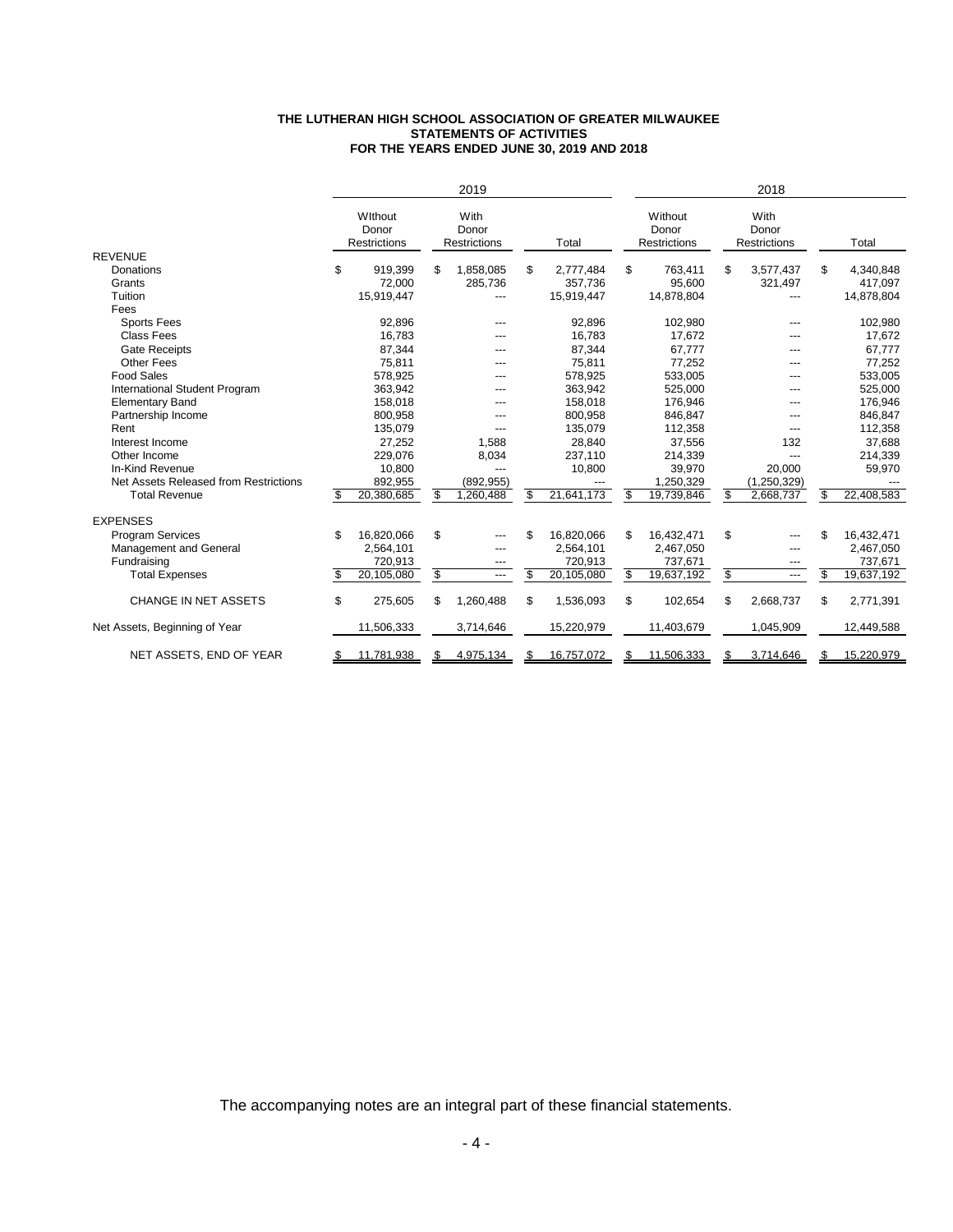**THE LUTHERAN HIGH SCHOOL ASSOCIATION OF GREATER MILWAUKEE**
**STATEMENTS OF ACTIVITIES**
**FOR THE YEARS ENDED JUNE 30, 2019 AND 2018**

| | 2019 | | | 2018 | | |
|---|---|---|---|---|---|---|
| | WIthout Donor Restrictions | With Donor Restrictions | Total | Without Donor Restrictions | With Donor Restrictions | Total |
| **REVENUE** | | | | | | |
| Donations | $ 919,399 | $ 1,858,085 | $ 2,777,484 | $ 763,411 | $ 3,577,437 | $ 4,340,848 |
| Grants | 72,000 | 285,736 | 357,736 | 95,600 | 321,497 | 417,097 |
| Tuition | 15,919,447 | --- | 15,919,447 | 14,878,804 | --- | 14,878,804 |
| Fees | | | | | | |
| Sports Fees | 92,896 | --- | 92,896 | 102,980 | --- | 102,980 |
| Class Fees | 16,783 | --- | 16,783 | 17,672 | --- | 17,672 |
| Gate Receipts | 87,344 | --- | 87,344 | 67,777 | --- | 67,777 |
| Other Fees | 75,811 | --- | 75,811 | 77,252 | --- | 77,252 |
| Food Sales | 578,925 | --- | 578,925 | 533,005 | --- | 533,005 |
| International Student Program | 363,942 | --- | 363,942 | 525,000 | --- | 525,000 |
| Elementary Band | 158,018 | --- | 158,018 | 176,946 | --- | 176,946 |
| Partnership Income | 800,958 | --- | 800,958 | 846,847 | --- | 846,847 |
| Rent | 135,079 | --- | 135,079 | 112,358 | --- | 112,358 |
| Interest Income | 27,252 | 1,588 | 28,840 | 37,556 | 132 | 37,688 |
| Other Income | 229,076 | 8,034 | 237,110 | 214,339 | --- | 214,339 |
| In-Kind Revenue | 10,800 | --- | 10,800 | 39,970 | 20,000 | 59,970 |
| Net Assets Released from Restrictions | 892,955 | (892,955) | --- | 1,250,329 | (1,250,329) | --- |
| Total Revenue | $ 20,380,685 | $ 1,260,488 | $ 21,641,173 | $ 19,739,846 | $ 2,668,737 | $ 22,408,583 |
| **EXPENSES** | | | | | | |
| Program Services | $ 16,820,066 | $ --- | $ 16,820,066 | $ 16,432,471 | $ --- | $ 16,432,471 |
| Management and General | 2,564,101 | --- | 2,564,101 | 2,467,050 | --- | 2,467,050 |
| Fundraising | 720,913 | --- | 720,913 | 737,671 | --- | 737,671 |
| Total Expenses | $ 20,105,080 | $ --- | $ 20,105,080 | $ 19,637,192 | $ --- | $ 19,637,192 |
| CHANGE IN NET ASSETS | $ 275,605 | $ 1,260,488 | $ 1,536,093 | $ 102,654 | $ 2,668,737 | $ 2,771,391 |
| Net Assets, Beginning of Year | 11,506,333 | 3,714,646 | 15,220,979 | 11,403,679 | 1,045,909 | 12,449,588 |
| NET ASSETS, END OF YEAR | $ 11,781,938 | $ 4,975,134 | $ 16,757,072 | $ 11,506,333 | $ 3,714,646 | $ 15,220,979 |

The accompanying notes are an integral part of these financial statements.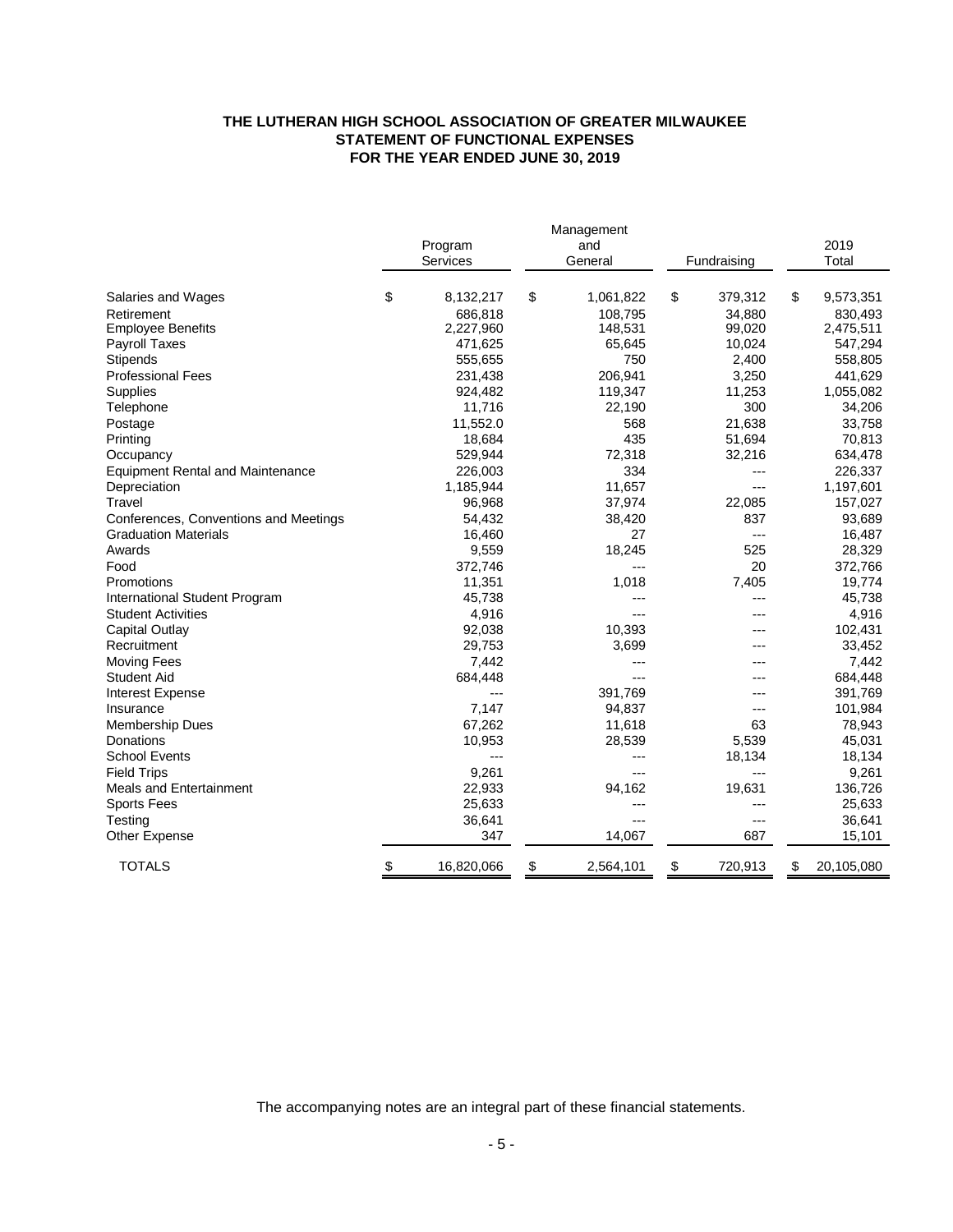# THE LUTHERAN HIGH SCHOOL ASSOCIATION OF GREATER MILWAUKEE
## STATEMENT OF FUNCTIONAL EXPENSES
## FOR THE YEAR ENDED JUNE 30, 2019

| | Program Services | Management and General | Fundraising | 2019 Total |
|---|---|---|---|---|
| Salaries and Wages | $ 8,132,217 | $ 1,061,822 | $ 379,312 | $ 9,573,351 |
| Retirement | 686,818 | 108,795 | 34,880 | 830,493 |
| Employee Benefits | 2,227,960 | 148,531 | 99,020 | 2,475,511 |
| Payroll Taxes | 471,625 | 65,645 | 10,024 | 547,294 |
| Stipends | 555,655 | 750 | 2,400 | 558,805 |
| Professional Fees | 231,438 | 206,941 | 3,250 | 441,629 |
| Supplies | 924,482 | 119,347 | 11,253 | 1,055,082 |
| Telephone | 11,716 | 22,190 | 300 | 34,206 |
| Postage | 11,552.0 | 568 | 21,638 | 33,758 |
| Printing | 18,684 | 435 | 51,694 | 70,813 |
| Occupancy | 529,944 | 72,318 | 32,216 | 634,478 |
| Equipment Rental and Maintenance | 226,003 | 334 | --- | 226,337 |
| Depreciation | 1,185,944 | 11,657 | --- | 1,197,601 |
| Travel | 96,968 | 37,974 | 22,085 | 157,027 |
| Conferences, Conventions and Meetings | 54,432 | 38,420 | 837 | 93,689 |
| Graduation Materials | 16,460 | 27 | --- | 16,487 |
| Awards | 9,559 | 18,245 | 525 | 28,329 |
| Food | 372,746 | --- | 20 | 372,766 |
| Promotions | 11,351 | 1,018 | 7,405 | 19,774 |
| International Student Program | 45,738 | --- | --- | 45,738 |
| Student Activities | 4,916 | --- | --- | 4,916 |
| Capital Outlay | 92,038 | 10,393 | --- | 102,431 |
| Recruitment | 29,753 | 3,699 | --- | 33,452 |
| Moving Fees | 7,442 | --- | --- | 7,442 |
| Student Aid | 684,448 | --- | --- | 684,448 |
| Interest Expense | --- | 391,769 | --- | 391,769 |
| Insurance | 7,147 | 94,837 | --- | 101,984 |
| Membership Dues | 67,262 | 11,618 | 63 | 78,943 |
| Donations | 10,953 | 28,539 | 5,539 | 45,031 |
| School Events | --- | --- | 18,134 | 18,134 |
| Field Trips | 9,261 | --- | --- | 9,261 |
| Meals and Entertainment | 22,933 | 94,162 | 19,631 | 136,726 |
| Sports Fees | 25,633 | --- | --- | 25,633 |
| Testing | 36,641 | --- | --- | 36,641 |
| Other Expense | 347 | 14,067 | 687 | 15,101 |
| TOTALS | $ 16,820,066 | $ 2,564,101 | $ 720,913 | $ 20,105,080 |

The accompanying notes are an integral part of these financial statements.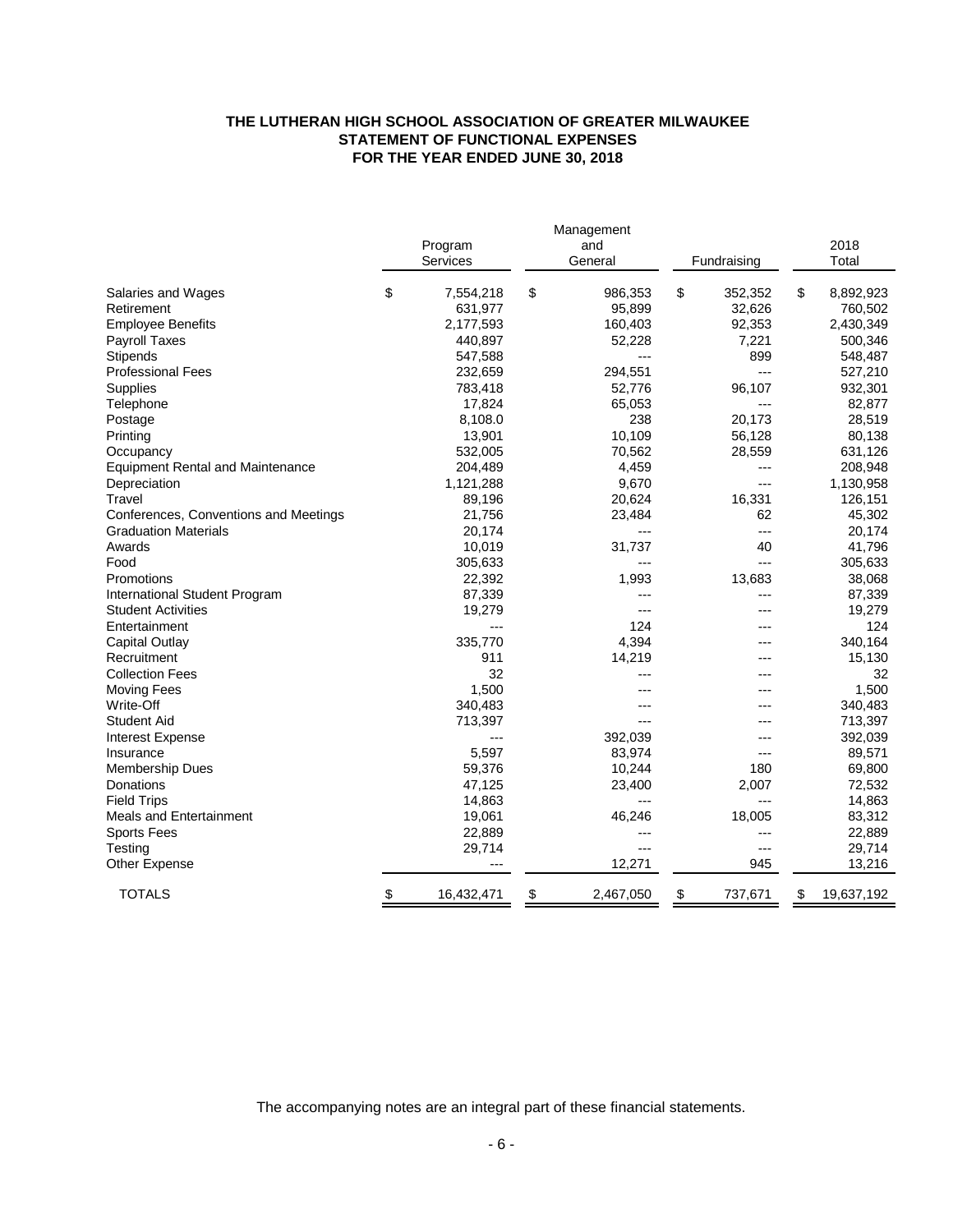# THE LUTHERAN HIGH SCHOOL ASSOCIATION OF GREATER MILWAUKEE
## STATEMENT OF FUNCTIONAL EXPENSES
### FOR THE YEAR ENDED JUNE 30, 2018

| | Program Services | Management and General | Fundraising | 2018 Total |
|---|---|---|---|---|
| Salaries and Wages | $ 7,554,218 | $ 986,353 | $ 352,352 | $ 8,892,923 |
| Retirement | 631,977 | 95,899 | 32,626 | 760,502 |
| Employee Benefits | 2,177,593 | 160,403 | 92,353 | 2,430,349 |
| Payroll Taxes | 440,897 | 52,228 | 7,221 | 500,346 |
| Stipends | 547,588 | --- | 899 | 548,487 |
| Professional Fees | 232,659 | 294,551 | --- | 527,210 |
| Supplies | 783,418 | 52,776 | 96,107 | 932,301 |
| Telephone | 17,824 | 65,053 | --- | 82,877 |
| Postage | 8,108.0 | 238 | 20,173 | 28,519 |
| Printing | 13,901 | 10,109 | 56,128 | 80,138 |
| Occupancy | 532,005 | 70,562 | 28,559 | 631,126 |
| Equipment Rental and Maintenance | 204,489 | 4,459 | --- | 208,948 |
| Depreciation | 1,121,288 | 9,670 | --- | 1,130,958 |
| Travel | 89,196 | 20,624 | 16,331 | 126,151 |
| Conferences, Conventions and Meetings | 21,756 | 23,484 | 62 | 45,302 |
| Graduation Materials | 20,174 | --- | --- | 20,174 |
| Awards | 10,019 | 31,737 | 40 | 41,796 |
| Food | 305,633 | --- | --- | 305,633 |
| Promotions | 22,392 | 1,993 | 13,683 | 38,068 |
| International Student Program | 87,339 | --- | --- | 87,339 |
| Student Activities | 19,279 | --- | --- | 19,279 |
| Entertainment | --- | 124 | --- | 124 |
| Capital Outlay | 335,770 | 4,394 | --- | 340,164 |
| Recruitment | 911 | 14,219 | --- | 15,130 |
| Collection Fees | 32 | --- | --- | 32 |
| Moving Fees | 1,500 | --- | --- | 1,500 |
| Write-Off | 340,483 | --- | --- | 340,483 |
| Student Aid | 713,397 | --- | --- | 713,397 |
| Interest Expense | --- | 392,039 | --- | 392,039 |
| Insurance | 5,597 | 83,974 | --- | 89,571 |
| Membership Dues | 59,376 | 10,244 | 180 | 69,800 |
| Donations | 47,125 | 23,400 | 2,007 | 72,532 |
| Field Trips | 14,863 | --- | --- | 14,863 |
| Meals and Entertainment | 19,061 | 46,246 | 18,005 | 83,312 |
| Sports Fees | 22,889 | --- | --- | 22,889 |
| Testing | 29,714 | --- | --- | 29,714 |
| Other Expense | --- | 12,271 | 945 | 13,216 |
| TOTALS | $ 16,432,471 | $ 2,467,050 | $ 737,671 | $ 19,637,192 |

The accompanying notes are an integral part of these financial statements.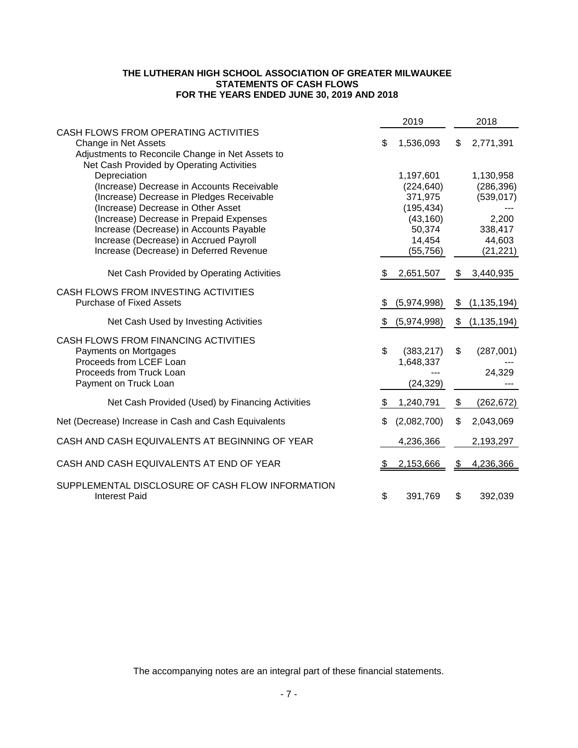**THE LUTHERAN HIGH SCHOOL ASSOCIATION OF GREATER MILWAUKEE**
**STATEMENTS OF CASH FLOWS**
**FOR THE YEARS ENDED JUNE 30, 2019 AND 2018**

| | 2019 | 2018 |
|---|---|---|
| CASH FLOWS FROM OPERATING ACTIVITIES | | |
| Change in Net Assets | $ 1,536,093 | $ 2,771,391 |
| Adjustments to Reconcile Change in Net Assets to Net Cash Provided by Operating Activities | | |
| Depreciation | 1,197,601 | 1,130,958 |
| (Increase) Decrease in Accounts Receivable | (224,640) | (286,396) |
| (Increase) Decrease in Pledges Receivable | 371,975 | (539,017) |
| (Increase) Decrease in Other Asset | (195,434) | --- |
| (Increase) Decrease in Prepaid Expenses | (43,160) | 2,200 |
| Increase (Decrease) in Accounts Payable | 50,374 | 338,417 |
| Increase (Decrease) in Accrued Payroll | 14,454 | 44,603 |
| Increase (Decrease) in Deferred Revenue | (55,756) | (21,221) |
| Net Cash Provided by Operating Activities | $ 2,651,507 | $ 3,440,935 |
| CASH FLOWS FROM INVESTING ACTIVITIES | | |
| Purchase of Fixed Assets | $ (5,974,998) | $ (1,135,194) |
| Net Cash Used by Investing Activities | $ (5,974,998) | $ (1,135,194) |
| CASH FLOWS FROM FINANCING ACTIVITIES | | |
| Payments on Mortgages | $ (383,217) | $ (287,001) |
| Proceeds from LCEF Loan | 1,648,337 | --- |
| Proceeds from Truck Loan | --- | 24,329 |
| Payment on Truck Loan | (24,329) | --- |
| Net Cash Provided (Used) by Financing Activities | $ 1,240,791 | $ (262,672) |
| Net (Decrease) Increase in Cash and Cash Equivalents | $ (2,082,700) | $ 2,043,069 |
| CASH AND CASH EQUIVALENTS AT BEGINNING OF YEAR | 4,236,366 | 2,193,297 |
| CASH AND CASH EQUIVALENTS AT END OF YEAR | $ 2,153,666 | $ 4,236,366 |
| SUPPLEMENTAL DISCLOSURE OF CASH FLOW INFORMATION | | |
| Interest Paid | $ 391,769 | $ 392,039 |

The accompanying notes are an integral part of these financial statements.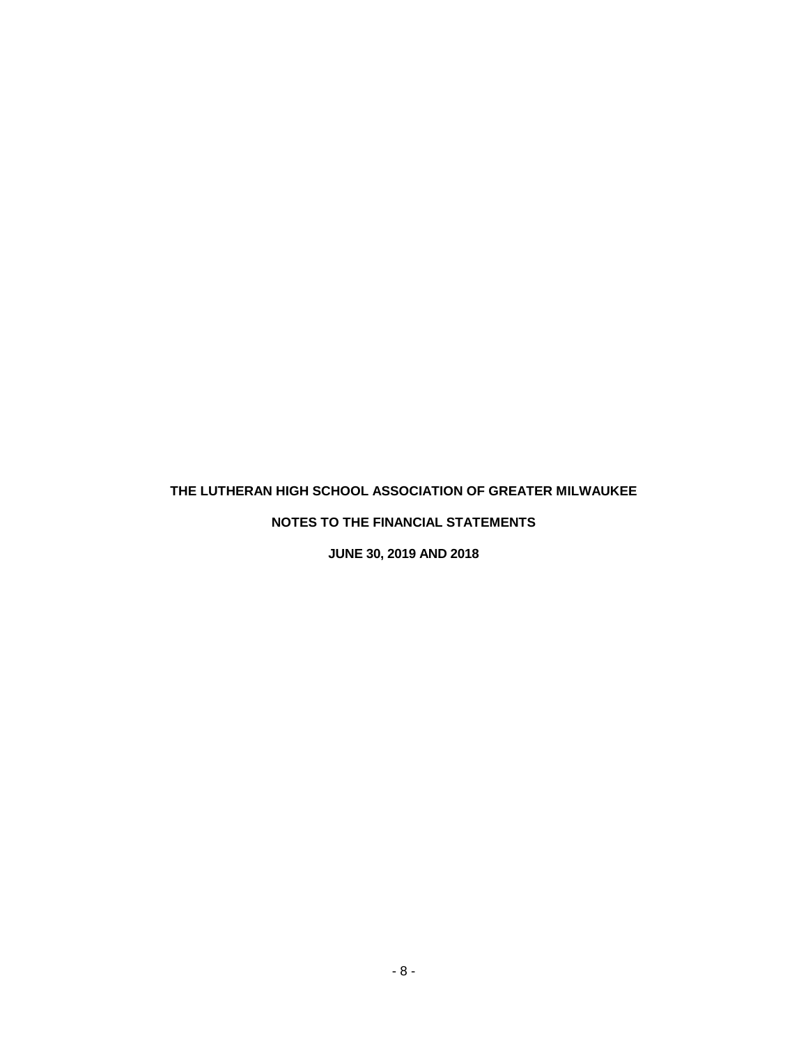**THE LUTHERAN HIGH SCHOOL ASSOCIATION OF GREATER MILWAUKEE**

**NOTES TO THE FINANCIAL STATEMENTS**

**JUNE 30, 2019 AND 2018**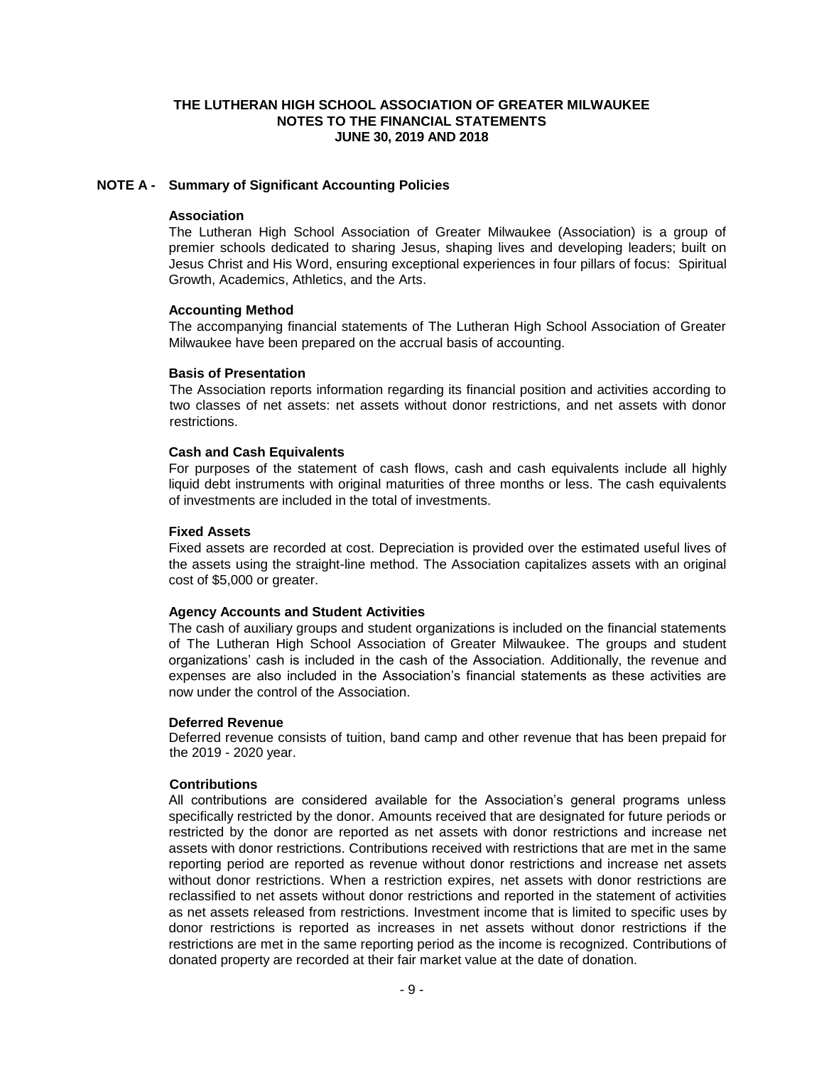# THE LUTHERAN HIGH SCHOOL ASSOCIATION OF GREATER MILWAUKEE
## NOTES TO THE FINANCIAL STATEMENTS
### JUNE 30, 2019 AND 2018

## NOTE A - Summary of Significant Accounting Policies

**Association**

The Lutheran High School Association of Greater Milwaukee (Association) is a group of premier schools dedicated to sharing Jesus, shaping lives and developing leaders; built on Jesus Christ and His Word, ensuring exceptional experiences in four pillars of focus: Spiritual Growth, Academics, Athletics, and the Arts.

**Accounting Method**

The accompanying financial statements of The Lutheran High School Association of Greater Milwaukee have been prepared on the accrual basis of accounting.

**Basis of Presentation**

The Association reports information regarding its financial position and activities according to two classes of net assets: net assets without donor restrictions, and net assets with donor restrictions.

**Cash and Cash Equivalents**

For purposes of the statement of cash flows, cash and cash equivalents include all highly liquid debt instruments with original maturities of three months or less. The cash equivalents of investments are included in the total of investments.

**Fixed Assets**

Fixed assets are recorded at cost. Depreciation is provided over the estimated useful lives of the assets using the straight-line method. The Association capitalizes assets with an original cost of $5,000 or greater.

**Agency Accounts and Student Activities**

The cash of auxiliary groups and student organizations is included on the financial statements of The Lutheran High School Association of Greater Milwaukee. The groups and student organizations' cash is included in the cash of the Association. Additionally, the revenue and expenses are also included in the Association's financial statements as these activities are now under the control of the Association.

**Deferred Revenue**

Deferred revenue consists of tuition, band camp and other revenue that has been prepaid for the 2019 - 2020 year.

**Contributions**

All contributions are considered available for the Association's general programs unless specifically restricted by the donor. Amounts received that are designated for future periods or restricted by the donor are reported as net assets with donor restrictions and increase net assets with donor restrictions. Contributions received with restrictions that are met in the same reporting period are reported as revenue without donor restrictions and increase net assets without donor restrictions. When a restriction expires, net assets with donor restrictions are reclassified to net assets without donor restrictions and reported in the statement of activities as net assets released from restrictions. Investment income that is limited to specific uses by donor restrictions is reported as increases in net assets without donor restrictions if the restrictions are met in the same reporting period as the income is recognized. Contributions of donated property are recorded at their fair market value at the date of donation.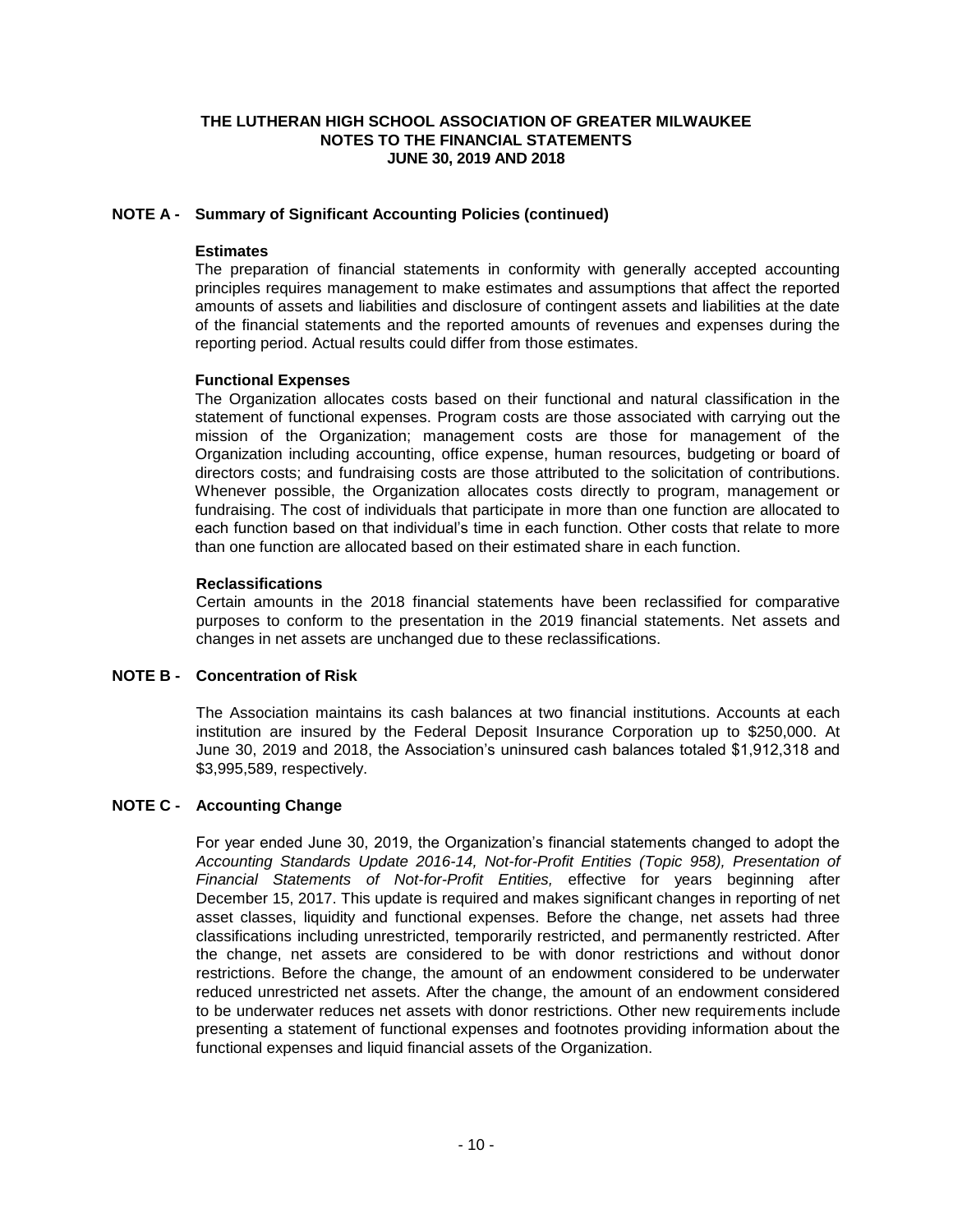# THE LUTHERAN HIGH SCHOOL ASSOCIATION OF GREATER MILWAUKEE
## NOTES TO THE FINANCIAL STATEMENTS
### JUNE 30, 2019 AND 2018

## NOTE A - Summary of Significant Accounting Policies (continued)

**Estimates**

The preparation of financial statements in conformity with generally accepted accounting principles requires management to make estimates and assumptions that affect the reported amounts of assets and liabilities and disclosure of contingent assets and liabilities at the date of the financial statements and the reported amounts of revenues and expenses during the reporting period. Actual results could differ from those estimates.

**Functional Expenses**

The Organization allocates costs based on their functional and natural classification in the statement of functional expenses. Program costs are those associated with carrying out the mission of the Organization; management costs are those for management of the Organization including accounting, office expense, human resources, budgeting or board of directors costs; and fundraising costs are those attributed to the solicitation of contributions. Whenever possible, the Organization allocates costs directly to program, management or fundraising. The cost of individuals that participate in more than one function are allocated to each function based on that individual's time in each function. Other costs that relate to more than one function are allocated based on their estimated share in each function.

**Reclassifications**

Certain amounts in the 2018 financial statements have been reclassified for comparative purposes to conform to the presentation in the 2019 financial statements. Net assets and changes in net assets are unchanged due to these reclassifications.

## NOTE B - Concentration of Risk

The Association maintains its cash balances at two financial institutions. Accounts at each institution are insured by the Federal Deposit Insurance Corporation up to $250,000. At June 30, 2019 and 2018, the Association's uninsured cash balances totaled $1,912,318 and $3,995,589, respectively.

## NOTE C - Accounting Change

For year ended June 30, 2019, the Organization's financial statements changed to adopt the *Accounting Standards Update 2016-14, Not-for-Profit Entities (Topic 958), Presentation of Financial Statements of Not-for-Profit Entities,* effective for years beginning after December 15, 2017. This update is required and makes significant changes in reporting of net asset classes, liquidity and functional expenses. Before the change, net assets had three classifications including unrestricted, temporarily restricted, and permanently restricted. After the change, net assets are considered to be with donor restrictions and without donor restrictions. Before the change, the amount of an endowment considered to be underwater reduced unrestricted net assets. After the change, the amount of an endowment considered to be underwater reduces net assets with donor restrictions. Other new requirements include presenting a statement of functional expenses and footnotes providing information about the functional expenses and liquid financial assets of the Organization.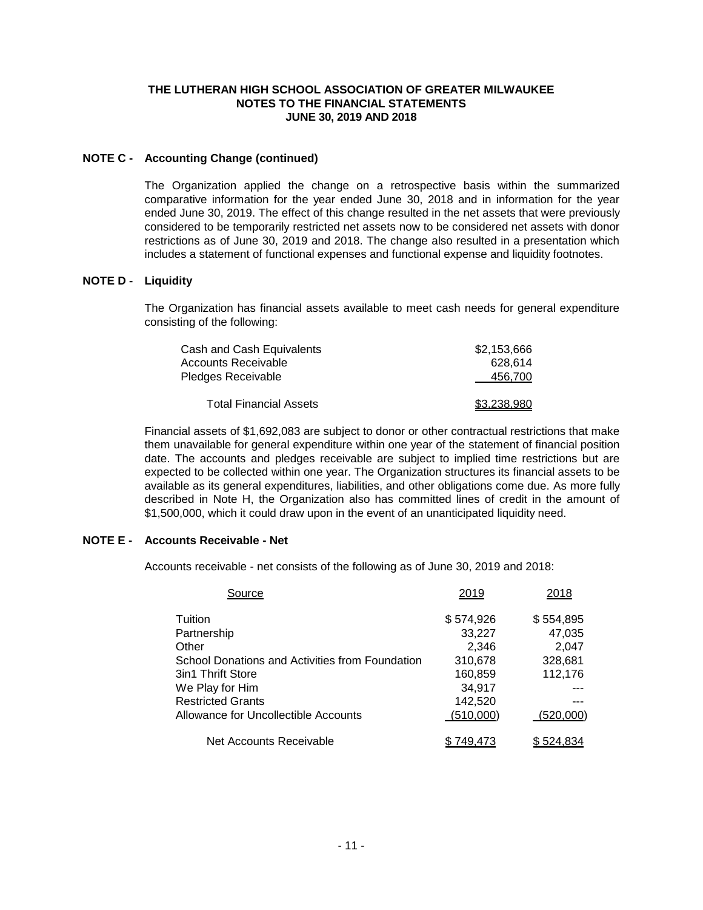**THE LUTHERAN HIGH SCHOOL ASSOCIATION OF GREATER MILWAUKEE**
**NOTES TO THE FINANCIAL STATEMENTS**
**JUNE 30, 2019 AND 2018**

### NOTE C - Accounting Change (continued)

The Organization applied the change on a retrospective basis within the summarized comparative information for the year ended June 30, 2018 and in information for the year ended June 30, 2019. The effect of this change resulted in the net assets that were previously considered to be temporarily restricted net assets now to be considered net assets with donor restrictions as of June 30, 2019 and 2018. The change also resulted in a presentation which includes a statement of functional expenses and functional expense and liquidity footnotes.

### NOTE D - Liquidity

The Organization has financial assets available to meet cash needs for general expenditure consisting of the following:

| | |
|---|---|
| Cash and Cash Equivalents | $2,153,666 |
| Accounts Receivable | 628,614 |
| Pledges Receivable | 456,700 |
| Total Financial Assets | $3,238,980 |

Financial assets of $1,692,083 are subject to donor or other contractual restrictions that make them unavailable for general expenditure within one year of the statement of financial position date. The accounts and pledges receivable are subject to implied time restrictions but are expected to be collected within one year. The Organization structures its financial assets to be available as its general expenditures, liabilities, and other obligations come due. As more fully described in Note H, the Organization also has committed lines of credit in the amount of $1,500,000, which it could draw upon in the event of an unanticipated liquidity need.

### NOTE E - Accounts Receivable - Net

Accounts receivable - net consists of the following as of June 30, 2019 and 2018:

| Source | 2019 | 2018 |
|---|---|---|
| Tuition | $ 574,926 | $ 554,895 |
| Partnership | 33,227 | 47,035 |
| Other | 2,346 | 2,047 |
| School Donations and Activities from Foundation | 310,678 | 328,681 |
| 3in1 Thrift Store | 160,859 | 112,176 |
| We Play for Him | 34,917 | --- |
| Restricted Grants | 142,520 | --- |
| Allowance for Uncollectible Accounts | (510,000) | (520,000) |
| Net Accounts Receivable | $ 749,473 | $ 524,834 |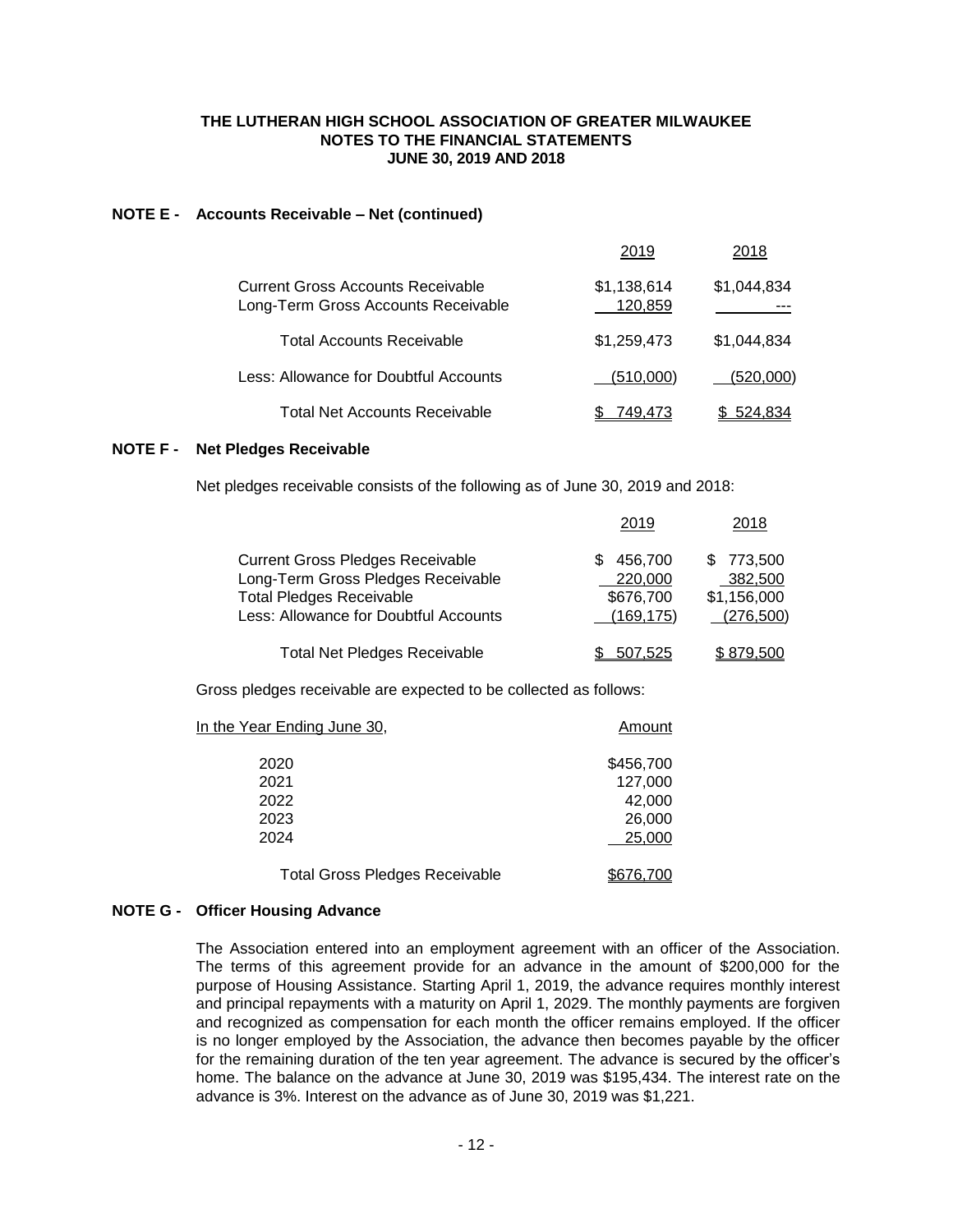**THE LUTHERAN HIGH SCHOOL ASSOCIATION OF GREATER MILWAUKEE**
**NOTES TO THE FINANCIAL STATEMENTS**
**JUNE 30, 2019 AND 2018**

## NOTE E - Accounts Receivable – Net (continued)

| | 2019 | 2018 |
|---|---|---|
| Current Gross Accounts Receivable | $1,138,614 | $1,044,834 |
| Long-Term Gross Accounts Receivable | 120,859 | --- |
| Total Accounts Receivable | $1,259,473 | $1,044,834 |
| Less: Allowance for Doubtful Accounts | (510,000) | (520,000) |
| Total Net Accounts Receivable | $ 749,473 | $ 524,834 |

## NOTE F - Net Pledges Receivable

Net pledges receivable consists of the following as of June 30, 2019 and 2018:

| | 2019 | 2018 |
|---|---|---|
| Current Gross Pledges Receivable | $ 456,700 | $ 773,500 |
| Long-Term Gross Pledges Receivable | 220,000 | 382,500 |
| Total Pledges Receivable | $676,700 | $1,156,000 |
| Less: Allowance for Doubtful Accounts | (169,175) | (276,500) |
| Total Net Pledges Receivable | $ 507,525 | $ 879,500 |

Gross pledges receivable are expected to be collected as follows:

| In the Year Ending June 30, | Amount |
|---|---|
| 2020 | $456,700 |
| 2021 | 127,000 |
| 2022 | 42,000 |
| 2023 | 26,000 |
| 2024 | 25,000 |
| Total Gross Pledges Receivable | $676,700 |

## NOTE G - Officer Housing Advance

The Association entered into an employment agreement with an officer of the Association. The terms of this agreement provide for an advance in the amount of $200,000 for the purpose of Housing Assistance. Starting April 1, 2019, the advance requires monthly interest and principal repayments with a maturity on April 1, 2029. The monthly payments are forgiven and recognized as compensation for each month the officer remains employed. If the officer is no longer employed by the Association, the advance then becomes payable by the officer for the remaining duration of the ten year agreement. The advance is secured by the officer's home. The balance on the advance at June 30, 2019 was $195,434. The interest rate on the advance is 3%. Interest on the advance as of June 30, 2019 was $1,221.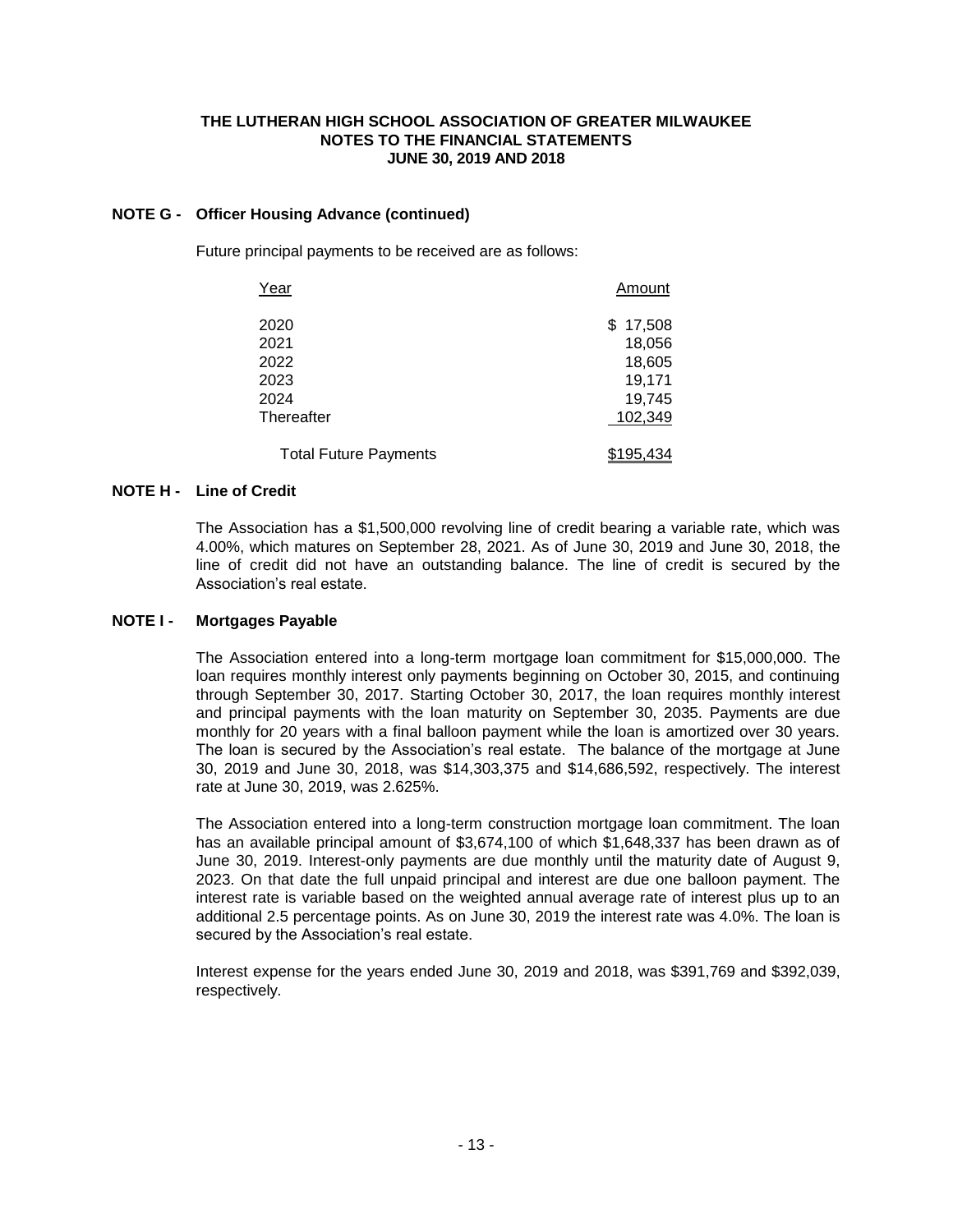**THE LUTHERAN HIGH SCHOOL ASSOCIATION OF GREATER MILWAUKEE**
**NOTES TO THE FINANCIAL STATEMENTS**
**JUNE 30, 2019 AND 2018**

## NOTE G - Officer Housing Advance (continued)

Future principal payments to be received are as follows:

| Year | Amount |
|---|---|
| 2020 | $ 17,508 |
| 2021 | 18,056 |
| 2022 | 18,605 |
| 2023 | 19,171 |
| 2024 | 19,745 |
| Thereafter | 102,349 |
| Total Future Payments | $195,434 |

## NOTE H - Line of Credit

The Association has a $1,500,000 revolving line of credit bearing a variable rate, which was 4.00%, which matures on September 28, 2021. As of June 30, 2019 and June 30, 2018, the line of credit did not have an outstanding balance. The line of credit is secured by the Association's real estate.

## NOTE I - Mortgages Payable

The Association entered into a long-term mortgage loan commitment for $15,000,000. The loan requires monthly interest only payments beginning on October 30, 2015, and continuing through September 30, 2017. Starting October 30, 2017, the loan requires monthly interest and principal payments with the loan maturity on September 30, 2035. Payments are due monthly for 20 years with a final balloon payment while the loan is amortized over 30 years. The loan is secured by the Association's real estate. The balance of the mortgage at June 30, 2019 and June 30, 2018, was $14,303,375 and $14,686,592, respectively. The interest rate at June 30, 2019, was 2.625%.

The Association entered into a long-term construction mortgage loan commitment. The loan has an available principal amount of $3,674,100 of which $1,648,337 has been drawn as of June 30, 2019. Interest-only payments are due monthly until the maturity date of August 9, 2023. On that date the full unpaid principal and interest are due one balloon payment. The interest rate is variable based on the weighted annual average rate of interest plus up to an additional 2.5 percentage points. As on June 30, 2019 the interest rate was 4.0%. The loan is secured by the Association's real estate.

Interest expense for the years ended June 30, 2019 and 2018, was $391,769 and $392,039, respectively.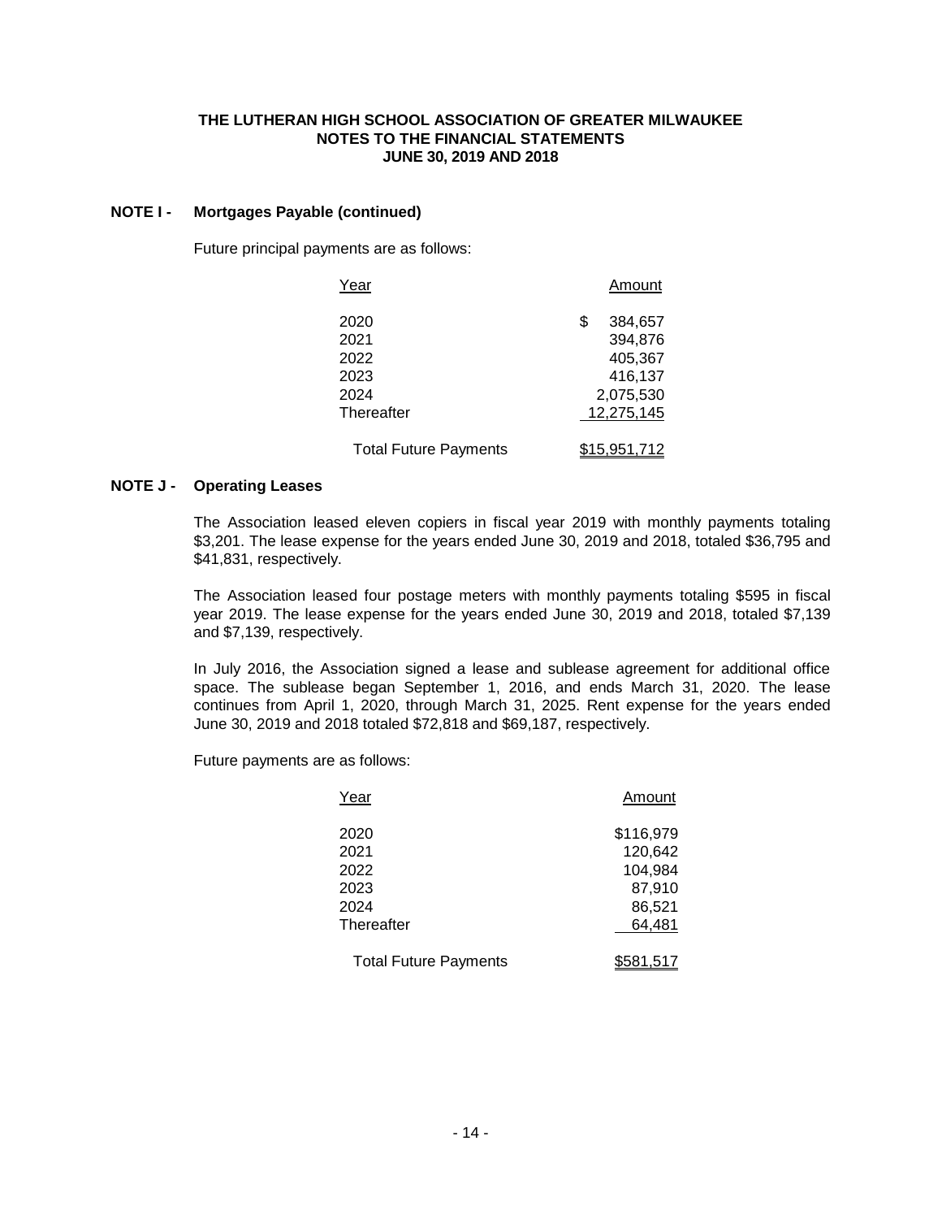# THE LUTHERAN HIGH SCHOOL ASSOCIATION OF GREATER MILWAUKEE
## NOTES TO THE FINANCIAL STATEMENTS
### JUNE 30, 2019 AND 2018

**NOTE I - Mortgages Payable (continued)**

Future principal payments are as follows:

| Year | Amount |
|---|---|
| 2020 | $ 384,657 |
| 2021 | 394,876 |
| 2022 | 405,367 |
| 2023 | 416,137 |
| 2024 | 2,075,530 |
| Thereafter | 12,275,145 |
| Total Future Payments | $15,951,712 |

**NOTE J - Operating Leases**

The Association leased eleven copiers in fiscal year 2019 with monthly payments totaling $3,201. The lease expense for the years ended June 30, 2019 and 2018, totaled $36,795 and $41,831, respectively.

The Association leased four postage meters with monthly payments totaling $595 in fiscal year 2019. The lease expense for the years ended June 30, 2019 and 2018, totaled $7,139 and $7,139, respectively.

In July 2016, the Association signed a lease and sublease agreement for additional office space. The sublease began September 1, 2016, and ends March 31, 2020. The lease continues from April 1, 2020, through March 31, 2025. Rent expense for the years ended June 30, 2019 and 2018 totaled $72,818 and $69,187, respectively.

Future payments are as follows:

| Year | Amount |
|---|---|
| 2020 | $116,979 |
| 2021 | 120,642 |
| 2022 | 104,984 |
| 2023 | 87,910 |
| 2024 | 86,521 |
| Thereafter | 64,481 |
| Total Future Payments | $581,517 |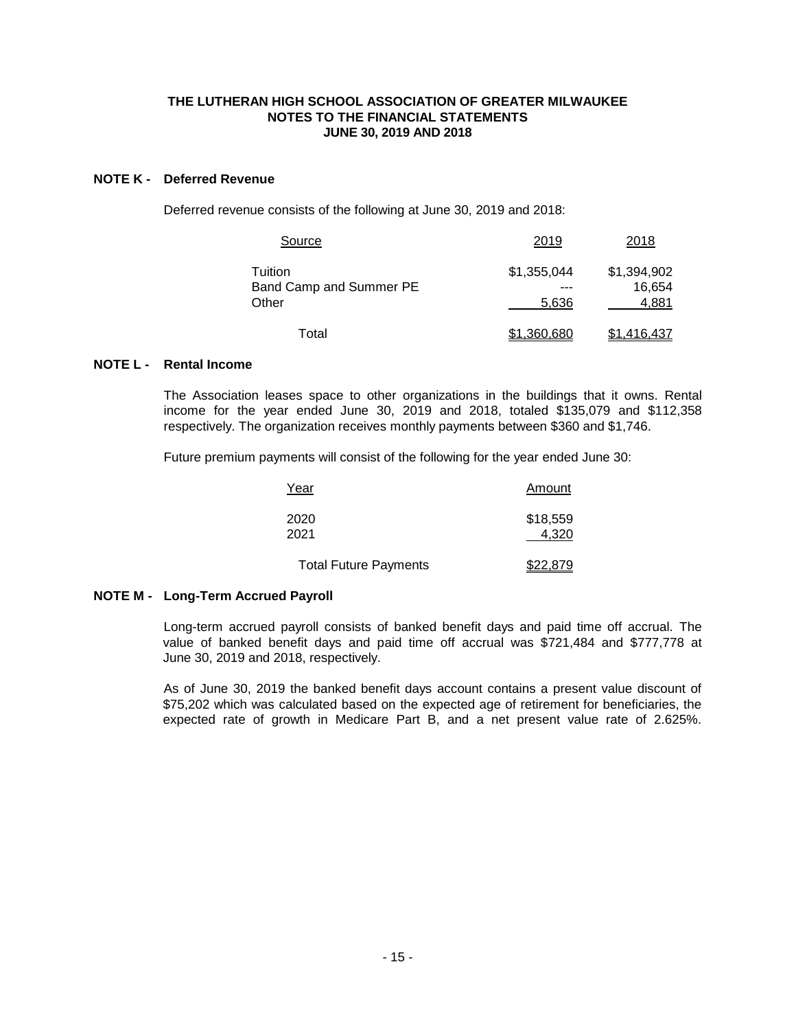**THE LUTHERAN HIGH SCHOOL ASSOCIATION OF GREATER MILWAUKEE**
**NOTES TO THE FINANCIAL STATEMENTS**
**JUNE 30, 2019 AND 2018**

## NOTE K - Deferred Revenue

Deferred revenue consists of the following at June 30, 2019 and 2018:

| Source | 2019 | 2018 |
|---|---|---|
| Tuition | $1,355,044 | $1,394,902 |
| Band Camp and Summer PE | --- | 16,654 |
| Other | 5,636 | 4,881 |
| Total | $1,360,680 | $1,416,437 |

## NOTE L - Rental Income

The Association leases space to other organizations in the buildings that it owns. Rental income for the year ended June 30, 2019 and 2018, totaled $135,079 and $112,358 respectively. The organization receives monthly payments between $360 and $1,746.

Future premium payments will consist of the following for the year ended June 30:

| Year | Amount |
|---|---|
| 2020 | $18,559 |
| 2021 | 4,320 |
| Total Future Payments | $22,879 |

## NOTE M - Long-Term Accrued Payroll

Long-term accrued payroll consists of banked benefit days and paid time off accrual. The value of banked benefit days and paid time off accrual was $721,484 and $777,778 at June 30, 2019 and 2018, respectively.

As of June 30, 2019 the banked benefit days account contains a present value discount of $75,202 which was calculated based on the expected age of retirement for beneficiaries, the expected rate of growth in Medicare Part B, and a net present value rate of 2.625%.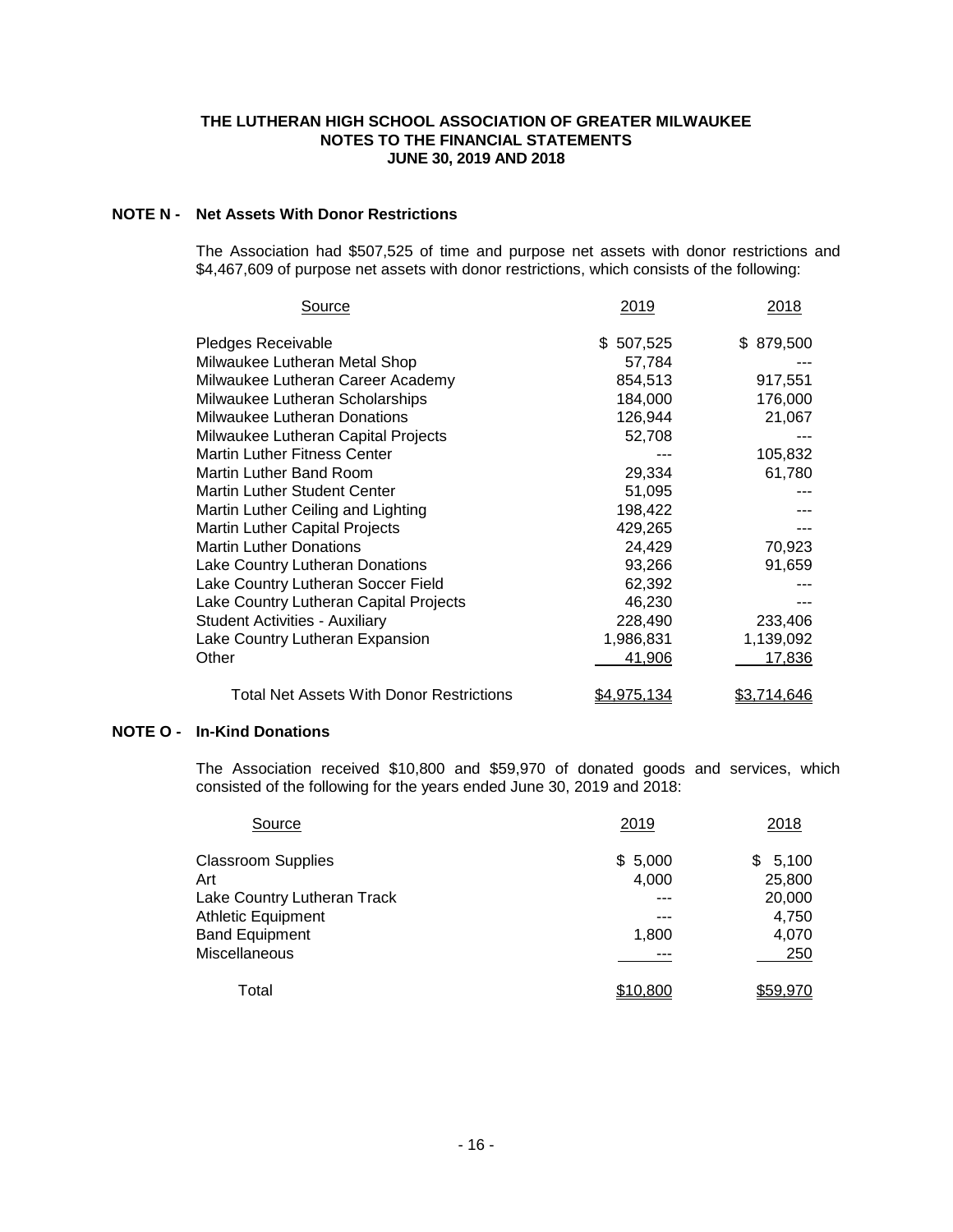# THE LUTHERAN HIGH SCHOOL ASSOCIATION OF GREATER MILWAUKEE
## NOTES TO THE FINANCIAL STATEMENTS
## JUNE 30, 2019 AND 2018

### NOTE N - Net Assets With Donor Restrictions

The Association had $507,525 of time and purpose net assets with donor restrictions and $4,467,609 of purpose net assets with donor restrictions, which consists of the following:

| Source | 2019 | 2018 |
|---|---|---|
| Pledges Receivable | $ 507,525 | $ 879,500 |
| Milwaukee Lutheran Metal Shop | 57,784 | --- |
| Milwaukee Lutheran Career Academy | 854,513 | 917,551 |
| Milwaukee Lutheran Scholarships | 184,000 | 176,000 |
| Milwaukee Lutheran Donations | 126,944 | 21,067 |
| Milwaukee Lutheran Capital Projects | 52,708 | --- |
| Martin Luther Fitness Center | --- | 105,832 |
| Martin Luther Band Room | 29,334 | 61,780 |
| Martin Luther Student Center | 51,095 | --- |
| Martin Luther Ceiling and Lighting | 198,422 | --- |
| Martin Luther Capital Projects | 429,265 | --- |
| Martin Luther Donations | 24,429 | 70,923 |
| Lake Country Lutheran Donations | 93,266 | 91,659 |
| Lake Country Lutheran Soccer Field | 62,392 | --- |
| Lake Country Lutheran Capital Projects | 46,230 | --- |
| Student Activities - Auxiliary | 228,490 | 233,406 |
| Lake Country Lutheran Expansion | 1,986,831 | 1,139,092 |
| Other | 41,906 | 17,836 |
| Total Net Assets With Donor Restrictions | $4,975,134 | $3,714,646 |

### NOTE O - In-Kind Donations

The Association received $10,800 and $59,970 of donated goods and services, which consisted of the following for the years ended June 30, 2019 and 2018:

| Source | 2019 | 2018 |
|---|---|---|
| Classroom Supplies | $ 5,000 | $ 5,100 |
| Art | 4,000 | 25,800 |
| Lake Country Lutheran Track | --- | 20,000 |
| Athletic Equipment | --- | 4,750 |
| Band Equipment | 1,800 | 4,070 |
| Miscellaneous | --- | 250 |
| Total | $10,800 | $59,970 |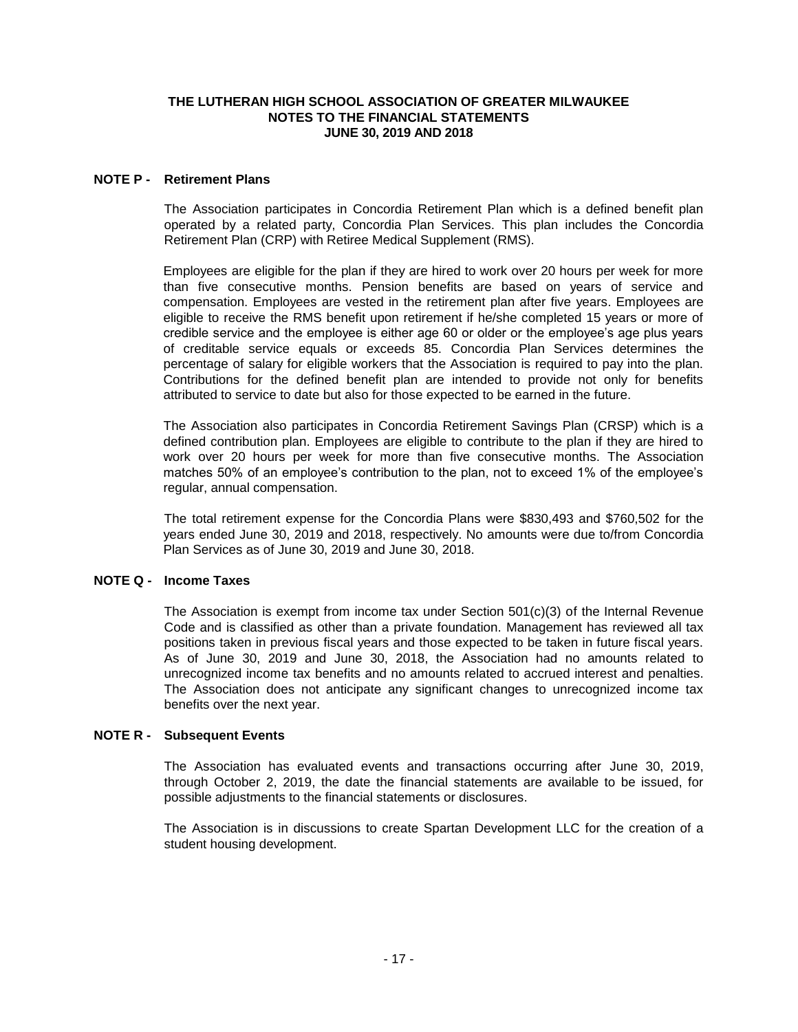**THE LUTHERAN HIGH SCHOOL ASSOCIATION OF GREATER MILWAUKEE**
**NOTES TO THE FINANCIAL STATEMENTS**
**JUNE 30, 2019 AND 2018**

## NOTE P - Retirement Plans

The Association participates in Concordia Retirement Plan which is a defined benefit plan operated by a related party, Concordia Plan Services. This plan includes the Concordia Retirement Plan (CRP) with Retiree Medical Supplement (RMS).

Employees are eligible for the plan if they are hired to work over 20 hours per week for more than five consecutive months. Pension benefits are based on years of service and compensation. Employees are vested in the retirement plan after five years. Employees are eligible to receive the RMS benefit upon retirement if he/she completed 15 years or more of credible service and the employee is either age 60 or older or the employee's age plus years of creditable service equals or exceeds 85. Concordia Plan Services determines the percentage of salary for eligible workers that the Association is required to pay into the plan. Contributions for the defined benefit plan are intended to provide not only for benefits attributed to service to date but also for those expected to be earned in the future.

The Association also participates in Concordia Retirement Savings Plan (CRSP) which is a defined contribution plan. Employees are eligible to contribute to the plan if they are hired to work over 20 hours per week for more than five consecutive months. The Association matches 50% of an employee's contribution to the plan, not to exceed 1% of the employee's regular, annual compensation.

The total retirement expense for the Concordia Plans were \$830,493 and \$760,502 for the years ended June 30, 2019 and 2018, respectively. No amounts were due to/from Concordia Plan Services as of June 30, 2019 and June 30, 2018.

## NOTE Q - Income Taxes

The Association is exempt from income tax under Section 501(c)(3) of the Internal Revenue Code and is classified as other than a private foundation. Management has reviewed all tax positions taken in previous fiscal years and those expected to be taken in future fiscal years. As of June 30, 2019 and June 30, 2018, the Association had no amounts related to unrecognized income tax benefits and no amounts related to accrued interest and penalties. The Association does not anticipate any significant changes to unrecognized income tax benefits over the next year.

## NOTE R - Subsequent Events

The Association has evaluated events and transactions occurring after June 30, 2019, through October 2, 2019, the date the financial statements are available to be issued, for possible adjustments to the financial statements or disclosures.

The Association is in discussions to create Spartan Development LLC for the creation of a student housing development.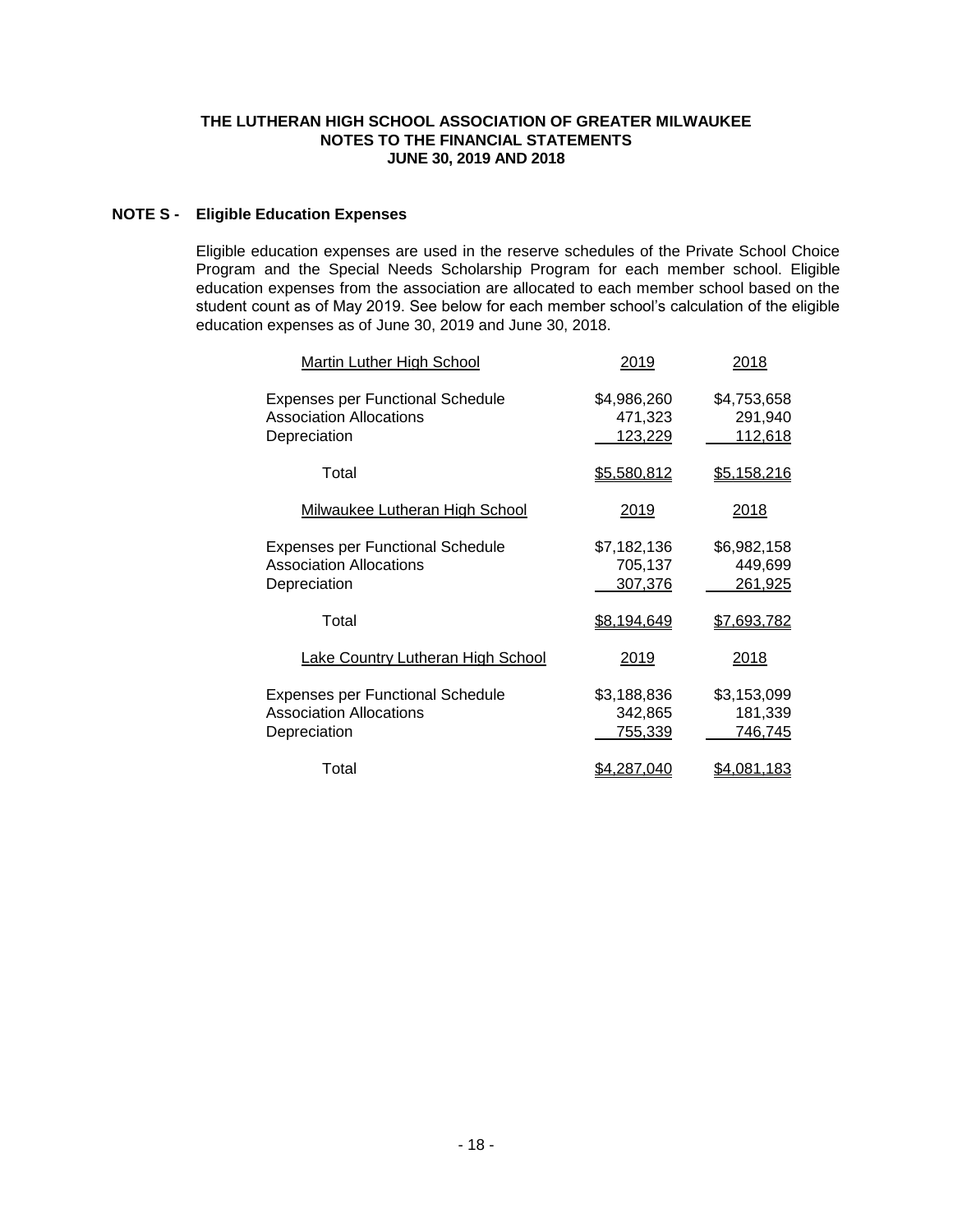**THE LUTHERAN HIGH SCHOOL ASSOCIATION OF GREATER MILWAUKEE**
**NOTES TO THE FINANCIAL STATEMENTS**
**JUNE 30, 2019 AND 2018**

## NOTE S - Eligible Education Expenses

Eligible education expenses are used in the reserve schedules of the Private School Choice Program and the Special Needs Scholarship Program for each member school. Eligible education expenses from the association are allocated to each member school based on the student count as of May 2019. See below for each member school's calculation of the eligible education expenses as of June 30, 2019 and June 30, 2018.

| Martin Luther High School | 2019 | 2018 |
|---|---|---|
| Expenses per Functional Schedule | $4,986,260 | $4,753,658 |
| Association Allocations | 471,323 | 291,940 |
| Depreciation | 123,229 | 112,618 |
| Total | $5,580,812 | $5,158,216 |

| Milwaukee Lutheran High School | 2019 | 2018 |
|---|---|---|
| Expenses per Functional Schedule | $7,182,136 | $6,982,158 |
| Association Allocations | 705,137 | 449,699 |
| Depreciation | 307,376 | 261,925 |
| Total | $8,194,649 | $7,693,782 |

| Lake Country Lutheran High School | 2019 | 2018 |
|---|---|---|
| Expenses per Functional Schedule | $3,188,836 | $3,153,099 |
| Association Allocations | 342,865 | 181,339 |
| Depreciation | 755,339 | 746,745 |
| Total | $4,287,040 | $4,081,183 |